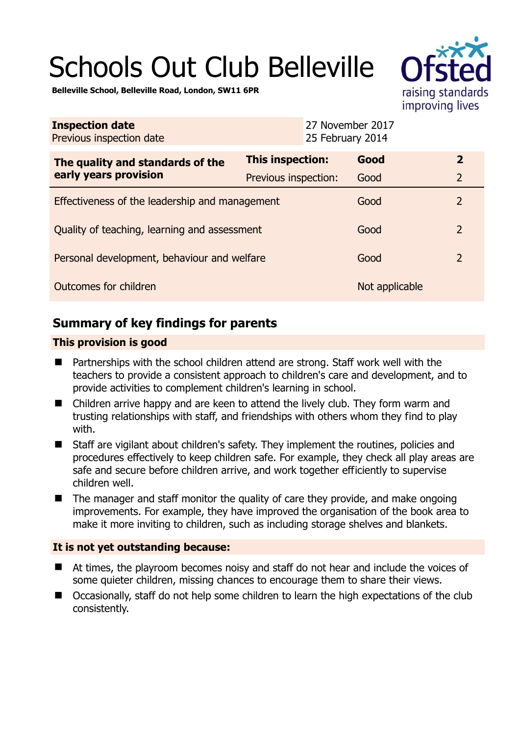# Schools Out Club Belleville

**Belleville School, Belleville Road, London, SW11 6PR**

| **Inspection date** | 27 November 2017 |
|---|---|
| Previous inspection date | 25 February 2014 |

| **The quality and standards of the early years provision** | **This inspection:** | **Good** | **2** |
|---|---|---|---|
| | Previous inspection: | Good | 2 |
| Effectiveness of the leadership and management | | Good | 2 |
| Quality of teaching, learning and assessment | | Good | 2 |
| Personal development, behaviour and welfare | | Good | 2 |
| Outcomes for children | | Not applicable | |

## Summary of key findings for parents

### This provision is good

- Partnerships with the school children attend are strong. Staff work well with the teachers to provide a consistent approach to children's care and development, and to provide activities to complement children's learning in school.
- Children arrive happy and are keen to attend the lively club. They form warm and trusting relationships with staff, and friendships with others whom they find to play with.
- Staff are vigilant about children's safety. They implement the routines, policies and procedures effectively to keep children safe. For example, they check all play areas are safe and secure before children arrive, and work together efficiently to supervise children well.
- The manager and staff monitor the quality of care they provide, and make ongoing improvements. For example, they have improved the organisation of the book area to make it more inviting to children, such as including storage shelves and blankets.

### It is not yet outstanding because:

- At times, the playroom becomes noisy and staff do not hear and include the voices of some quieter children, missing chances to encourage them to share their views.
- Occasionally, staff do not help some children to learn the high expectations of the club consistently.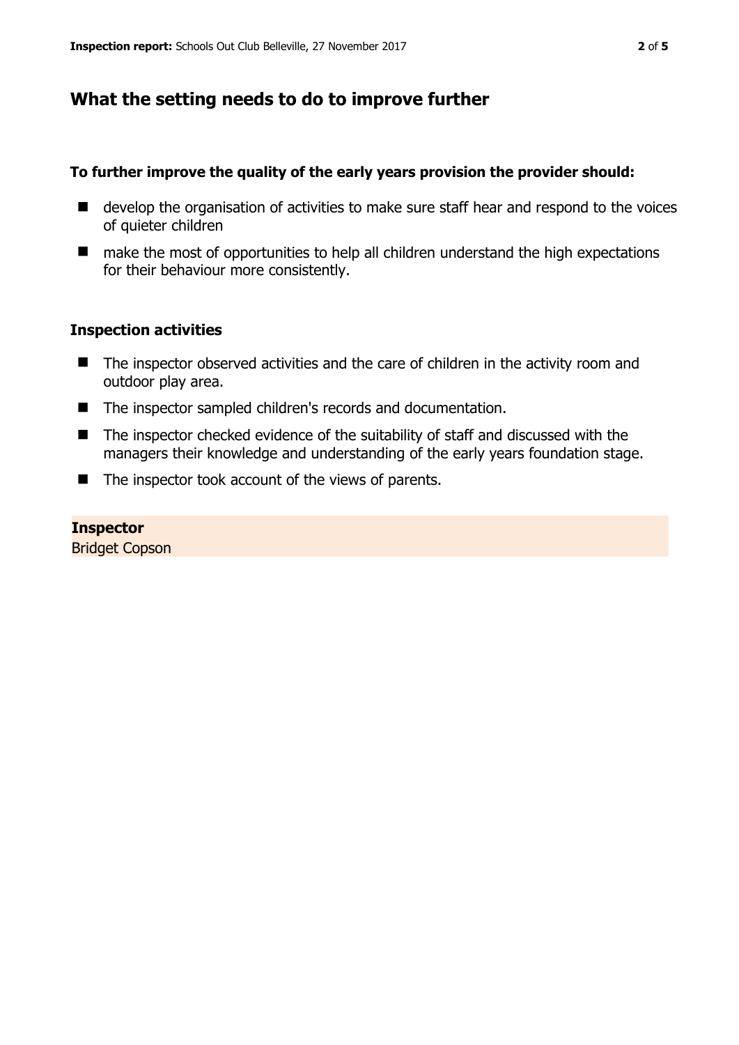## What the setting needs to do to improve further

### To further improve the quality of the early years provision the provider should:

- develop the organisation of activities to make sure staff hear and respond to the voices of quieter children
- make the most of opportunities to help all children understand the high expectations for their behaviour more consistently.

### Inspection activities

- The inspector observed activities and the care of children in the activity room and outdoor play area.
- The inspector sampled children's records and documentation.
- The inspector checked evidence of the suitability of staff and discussed with the managers their knowledge and understanding of the early years foundation stage.
- The inspector took account of the views of parents.

**Inspector**
Bridget Copson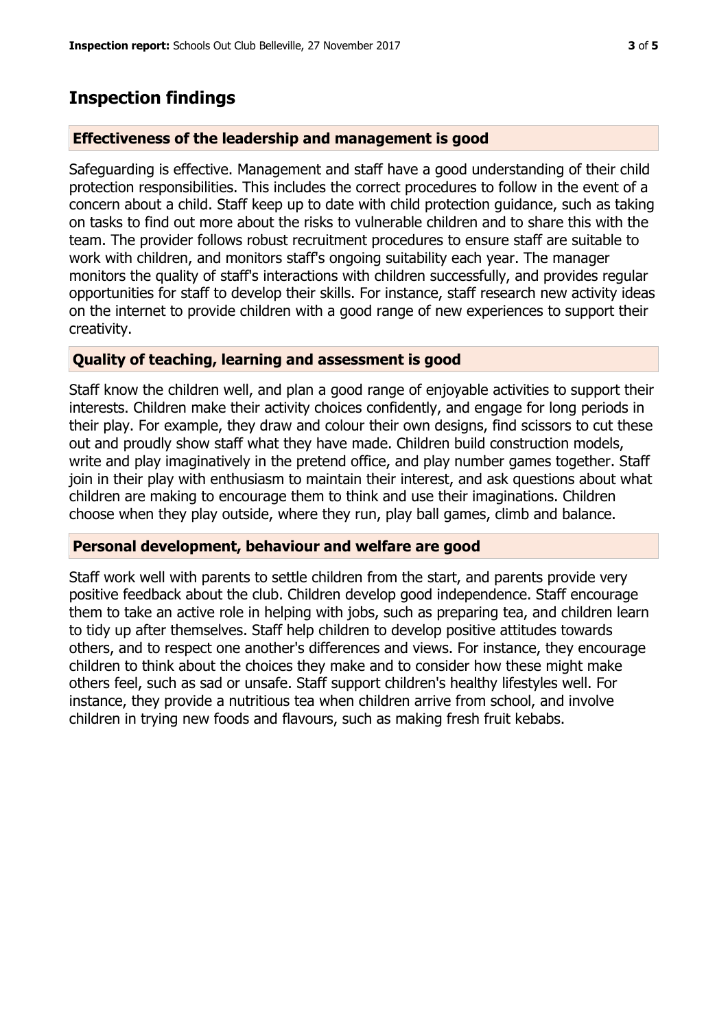## Inspection findings

### Effectiveness of the leadership and management is good

Safeguarding is effective. Management and staff have a good understanding of their child protection responsibilities. This includes the correct procedures to follow in the event of a concern about a child. Staff keep up to date with child protection guidance, such as taking on tasks to find out more about the risks to vulnerable children and to share this with the team. The provider follows robust recruitment procedures to ensure staff are suitable to work with children, and monitors staff's ongoing suitability each year. The manager monitors the quality of staff's interactions with children successfully, and provides regular opportunities for staff to develop their skills. For instance, staff research new activity ideas on the internet to provide children with a good range of new experiences to support their creativity.

### Quality of teaching, learning and assessment is good

Staff know the children well, and plan a good range of enjoyable activities to support their interests. Children make their activity choices confidently, and engage for long periods in their play. For example, they draw and colour their own designs, find scissors to cut these out and proudly show staff what they have made. Children build construction models, write and play imaginatively in the pretend office, and play number games together. Staff join in their play with enthusiasm to maintain their interest, and ask questions about what children are making to encourage them to think and use their imaginations. Children choose when they play outside, where they run, play ball games, climb and balance.

### Personal development, behaviour and welfare are good

Staff work well with parents to settle children from the start, and parents provide very positive feedback about the club. Children develop good independence. Staff encourage them to take an active role in helping with jobs, such as preparing tea, and children learn to tidy up after themselves. Staff help children to develop positive attitudes towards others, and to respect one another's differences and views. For instance, they encourage children to think about the choices they make and to consider how these might make others feel, such as sad or unsafe. Staff support children's healthy lifestyles well. For instance, they provide a nutritious tea when children arrive from school, and involve children in trying new foods and flavours, such as making fresh fruit kebabs.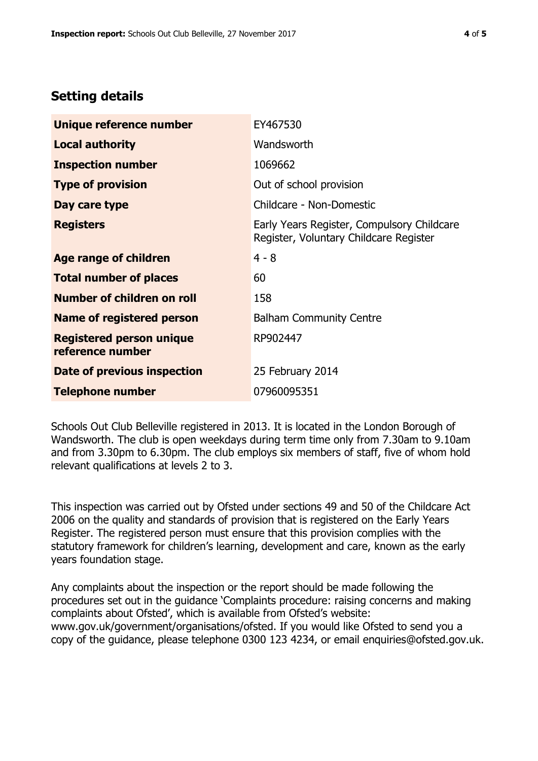## Setting details

| | |
|---|---|
| **Unique reference number** | EY467530 |
| **Local authority** | Wandsworth |
| **Inspection number** | 1069662 |
| **Type of provision** | Out of school provision |
| **Day care type** | Childcare - Non-Domestic |
| **Registers** | Early Years Register, Compulsory Childcare Register, Voluntary Childcare Register |
| **Age range of children** | 4 - 8 |
| **Total number of places** | 60 |
| **Number of children on roll** | 158 |
| **Name of registered person** | Balham Community Centre |
| **Registered person unique reference number** | RP902447 |
| **Date of previous inspection** | 25 February 2014 |
| **Telephone number** | 07960095351 |

Schools Out Club Belleville registered in 2013. It is located in the London Borough of Wandsworth. The club is open weekdays during term time only from 7.30am to 9.10am and from 3.30pm to 6.30pm. The club employs six members of staff, five of whom hold relevant qualifications at levels 2 to 3.

This inspection was carried out by Ofsted under sections 49 and 50 of the Childcare Act 2006 on the quality and standards of provision that is registered on the Early Years Register. The registered person must ensure that this provision complies with the statutory framework for children's learning, development and care, known as the early years foundation stage.

Any complaints about the inspection or the report should be made following the procedures set out in the guidance 'Complaints procedure: raising concerns and making complaints about Ofsted', which is available from Ofsted's website: www.gov.uk/government/organisations/ofsted. If you would like Ofsted to send you a copy of the guidance, please telephone 0300 123 4234, or email enquiries@ofsted.gov.uk.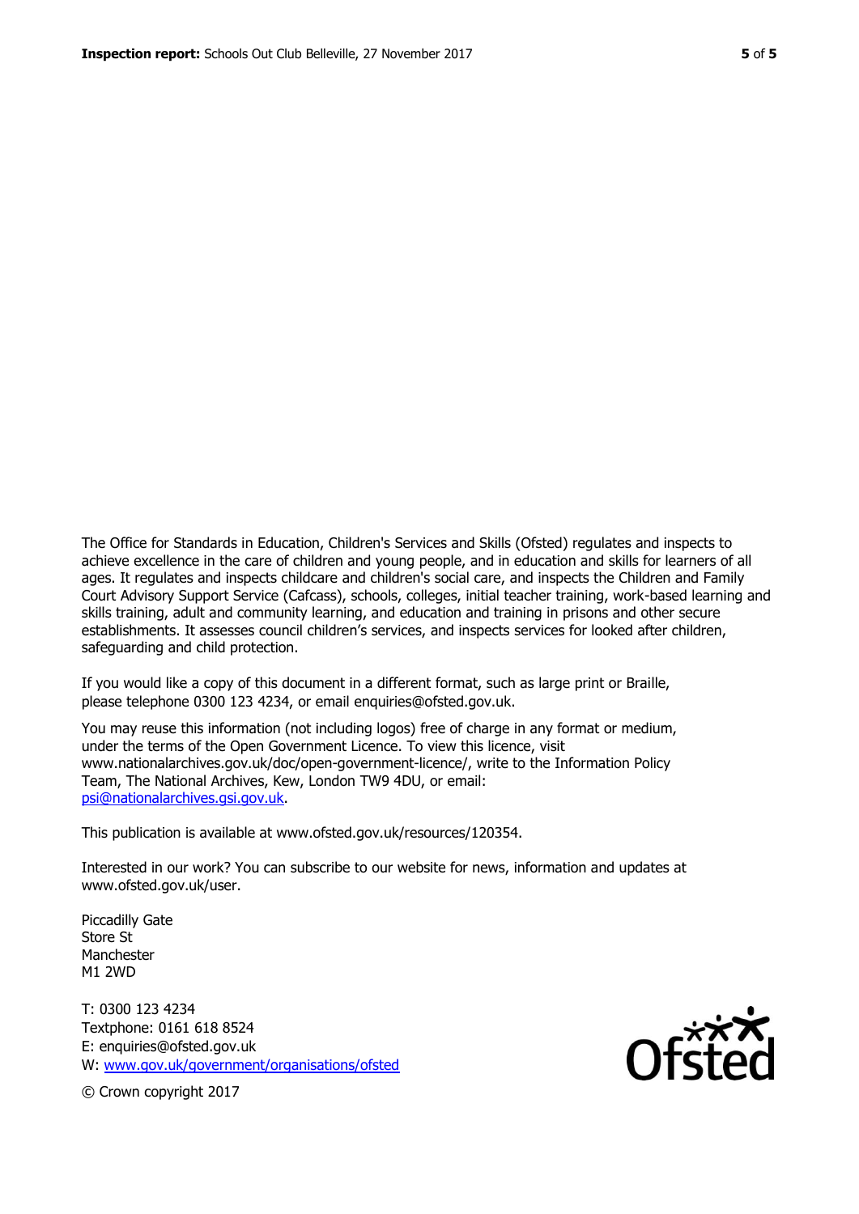The Office for Standards in Education, Children's Services and Skills (Ofsted) regulates and inspects to achieve excellence in the care of children and young people, and in education and skills for learners of all ages. It regulates and inspects childcare and children's social care, and inspects the Children and Family Court Advisory Support Service (Cafcass), schools, colleges, initial teacher training, work-based learning and skills training, adult and community learning, and education and training in prisons and other secure establishments. It assesses council children's services, and inspects services for looked after children, safeguarding and child protection.

If you would like a copy of this document in a different format, such as large print or Braille, please telephone 0300 123 4234, or email enquiries@ofsted.gov.uk.

You may reuse this information (not including logos) free of charge in any format or medium, under the terms of the Open Government Licence. To view this licence, visit www.nationalarchives.gov.uk/doc/open-government-licence/, write to the Information Policy Team, The National Archives, Kew, London TW9 4DU, or email: psi@nationalarchives.gsi.gov.uk.

This publication is available at www.ofsted.gov.uk/resources/120354.

Interested in our work? You can subscribe to our website for news, information and updates at www.ofsted.gov.uk/user.

Piccadilly Gate
Store St
Manchester
M1 2WD

T: 0300 123 4234
Textphone: 0161 618 8524
E: enquiries@ofsted.gov.uk
W: www.gov.uk/government/organisations/ofsted

© Crown copyright 2017